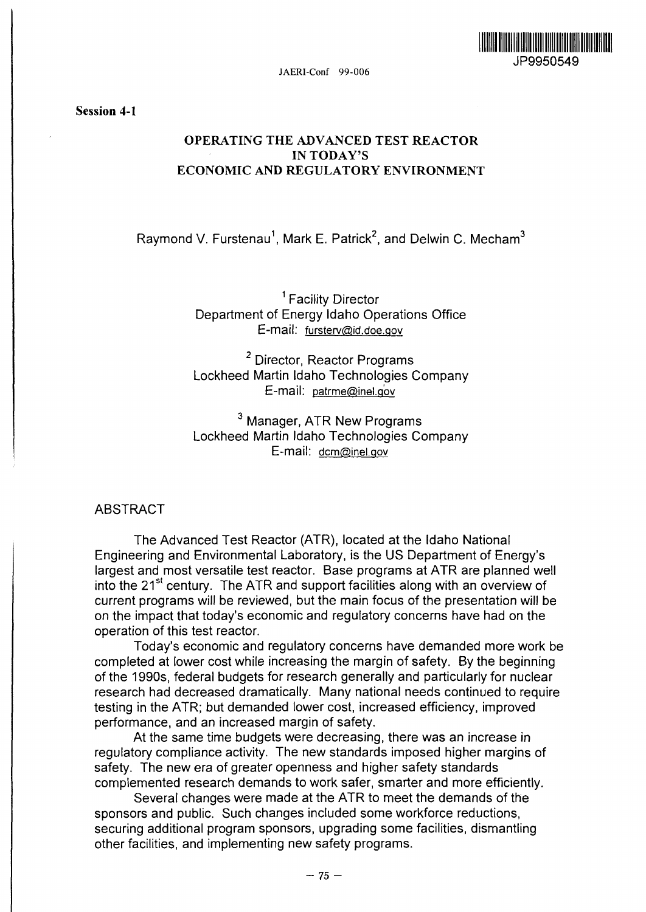**Session 4-1**

# OPERATING THE ADVANCED TEST REACTOR IN TODAY'S ECONOMIC AND REGULATORY ENVIRONMENT

Raymond V. Furstenau[1], Mark E. Patrick[2], and Delwin C. Mecham[3]

[1] Facility Director
Department of Energy Idaho Operations Office
E-mail: fursterv@id.doe.gov

[2] Director, Reactor Programs
Lockheed Martin Idaho Technologies Company
E-mail: patrme@inel.gov

[3] Manager, ATR New Programs
Lockheed Martin Idaho Technologies Company
E-mail: dcm@inel.gov

## ABSTRACT

The Advanced Test Reactor (ATR), located at the Idaho National Engineering and Environmental Laboratory, is the US Department of Energy's largest and most versatile test reactor. Base programs at ATR are planned well into the 21st century. The ATR and support facilities along with an overview of current programs will be reviewed, but the main focus of the presentation will be on the impact that today's economic and regulatory concerns have had on the operation of this test reactor.

Today's economic and regulatory concerns have demanded more work be completed at lower cost while increasing the margin of safety. By the beginning of the 1990s, federal budgets for research generally and particularly for nuclear research had decreased dramatically. Many national needs continued to require testing in the ATR; but demanded lower cost, increased efficiency, improved performance, and an increased margin of safety.

At the same time budgets were decreasing, there was an increase in regulatory compliance activity. The new standards imposed higher margins of safety. The new era of greater openness and higher safety standards complemented research demands to work safer, smarter and more efficiently.

Several changes were made at the ATR to meet the demands of the sponsors and public. Such changes included some workforce reductions, securing additional program sponsors, upgrading some facilities, dismantling other facilities, and implementing new safety programs.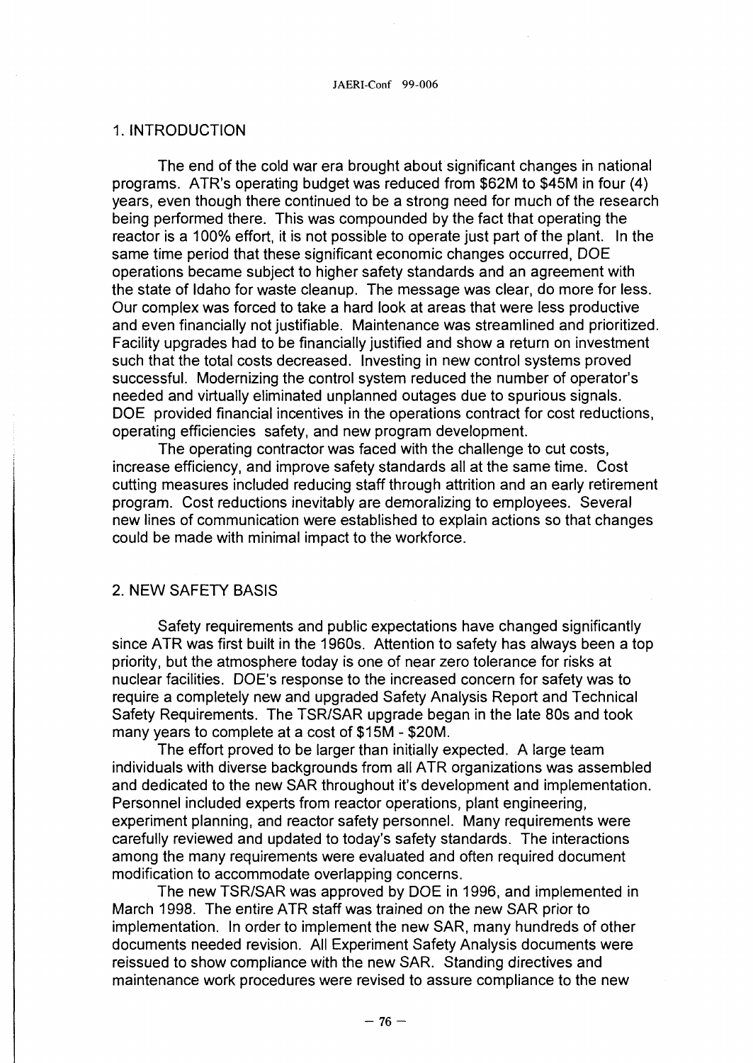## 1. INTRODUCTION

The end of the cold war era brought about significant changes in national programs. ATR's operating budget was reduced from $62M to $45M in four (4) years, even though there continued to be a strong need for much of the research being performed there. This was compounded by the fact that operating the reactor is a 100% effort, it is not possible to operate just part of the plant. In the same time period that these significant economic changes occurred, DOE operations became subject to higher safety standards and an agreement with the state of Idaho for waste cleanup. The message was clear, do more for less. Our complex was forced to take a hard look at areas that were less productive and even financially not justifiable. Maintenance was streamlined and prioritized. Facility upgrades had to be financially justified and show a return on investment such that the total costs decreased. Investing in new control systems proved successful. Modernizing the control system reduced the number of operator's needed and virtually eliminated unplanned outages due to spurious signals. DOE provided financial incentives in the operations contract for cost reductions, operating efficiencies safety, and new program development.

The operating contractor was faced with the challenge to cut costs, increase efficiency, and improve safety standards all at the same time. Cost cutting measures included reducing staff through attrition and an early retirement program. Cost reductions inevitably are demoralizing to employees. Several new lines of communication were established to explain actions so that changes could be made with minimal impact to the workforce.

## 2. NEW SAFETY BASIS

Safety requirements and public expectations have changed significantly since ATR was first built in the 1960s. Attention to safety has always been a top priority, but the atmosphere today is one of near zero tolerance for risks at nuclear facilities. DOE's response to the increased concern for safety was to require a completely new and upgraded Safety Analysis Report and Technical Safety Requirements. The TSR/SAR upgrade began in the late 80s and took many years to complete at a cost of $15M - $20M.

The effort proved to be larger than initially expected. A large team individuals with diverse backgrounds from all ATR organizations was assembled and dedicated to the new SAR throughout it's development and implementation. Personnel included experts from reactor operations, plant engineering, experiment planning, and reactor safety personnel. Many requirements were carefully reviewed and updated to today's safety standards. The interactions among the many requirements were evaluated and often required document modification to accommodate overlapping concerns.

The new TSR/SAR was approved by DOE in 1996, and implemented in March 1998. The entire ATR staff was trained on the new SAR prior to implementation. In order to implement the new SAR, many hundreds of other documents needed revision. All Experiment Safety Analysis documents were reissued to show compliance with the new SAR. Standing directives and maintenance work procedures were revised to assure compliance to the new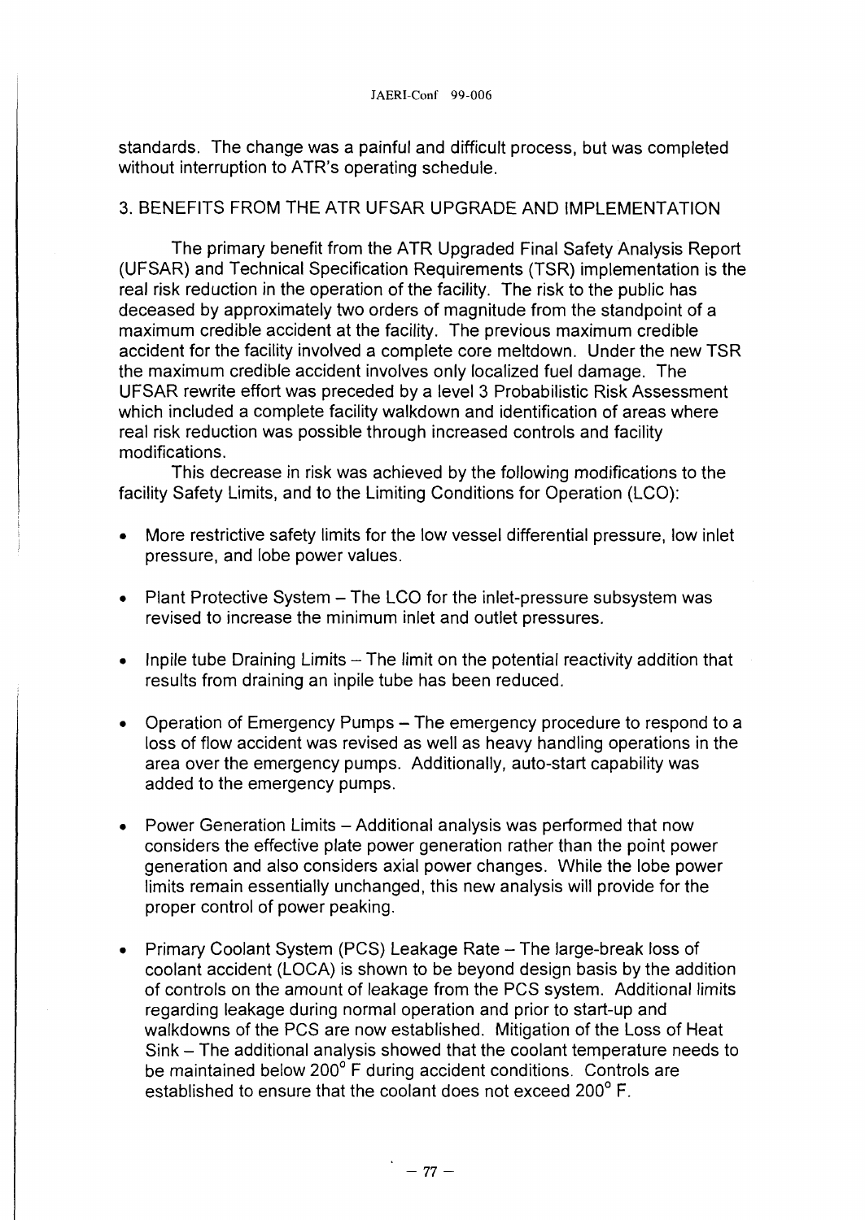standards. The change was a painful and difficult process, but was completed without interruption to ATR's operating schedule.

## 3. BENEFITS FROM THE ATR UFSAR UPGRADE AND IMPLEMENTATION

The primary benefit from the ATR Upgraded Final Safety Analysis Report (UFSAR) and Technical Specification Requirements (TSR) implementation is the real risk reduction in the operation of the facility. The risk to the public has deceased by approximately two orders of magnitude from the standpoint of a maximum credible accident at the facility. The previous maximum credible accident for the facility involved a complete core meltdown. Under the new TSR the maximum credible accident involves only localized fuel damage. The UFSAR rewrite effort was preceded by a level 3 Probabilistic Risk Assessment which included a complete facility walkdown and identification of areas where real risk reduction was possible through increased controls and facility modifications.

This decrease in risk was achieved by the following modifications to the facility Safety Limits, and to the Limiting Conditions for Operation (LCO):

- More restrictive safety limits for the low vessel differential pressure, low inlet pressure, and lobe power values.
- Plant Protective System – The LCO for the inlet-pressure subsystem was revised to increase the minimum inlet and outlet pressures.
- Inpile tube Draining Limits – The limit on the potential reactivity addition that results from draining an inpile tube has been reduced.
- Operation of Emergency Pumps – The emergency procedure to respond to a loss of flow accident was revised as well as heavy handling operations in the area over the emergency pumps. Additionally, auto-start capability was added to the emergency pumps.
- Power Generation Limits – Additional analysis was performed that now considers the effective plate power generation rather than the point power generation and also considers axial power changes. While the lobe power limits remain essentially unchanged, this new analysis will provide for the proper control of power peaking.
- Primary Coolant System (PCS) Leakage Rate – The large-break loss of coolant accident (LOCA) is shown to be beyond design basis by the addition of controls on the amount of leakage from the PCS system. Additional limits regarding leakage during normal operation and prior to start-up and walkdowns of the PCS are now established. Mitigation of the Loss of Heat Sink – The additional analysis showed that the coolant temperature needs to be maintained below 200° F during accident conditions. Controls are established to ensure that the coolant does not exceed 200° F.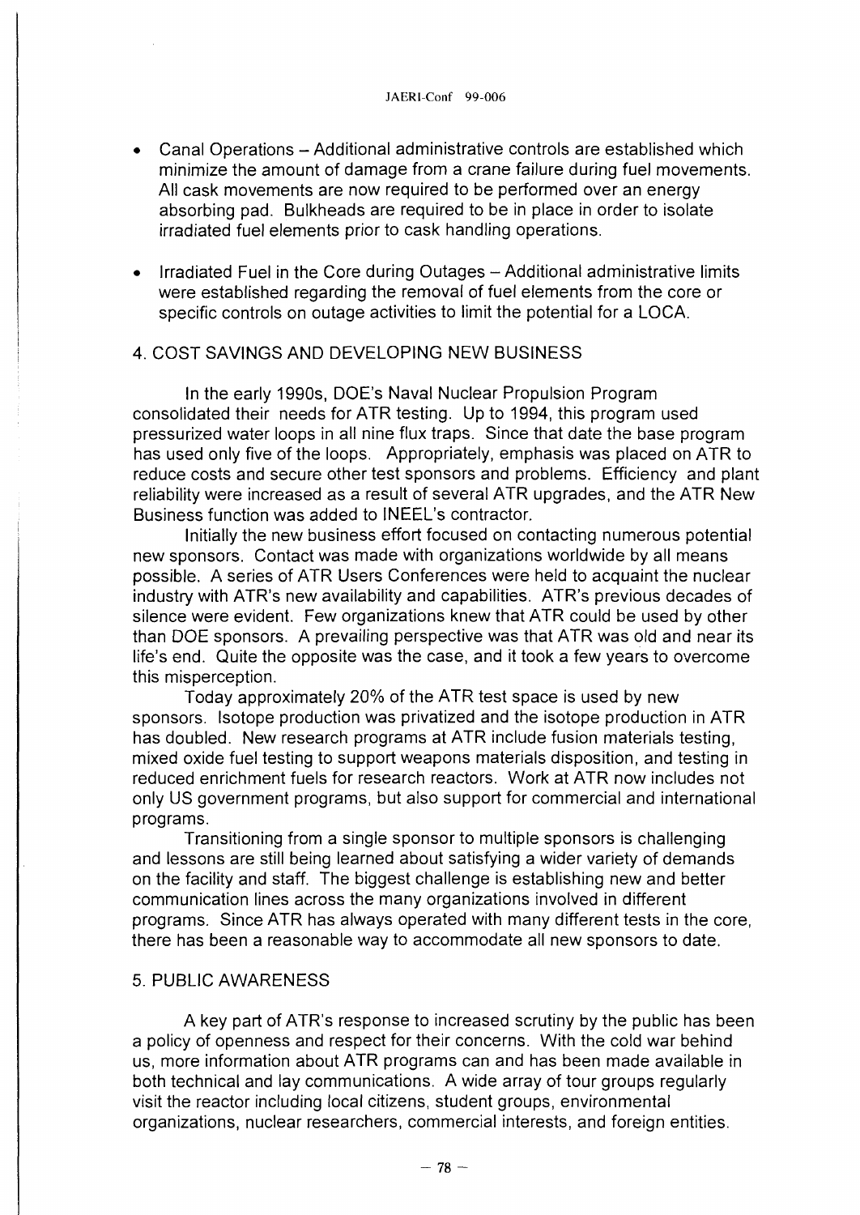- Canal Operations – Additional administrative controls are established which minimize the amount of damage from a crane failure during fuel movements. All cask movements are now required to be performed over an energy absorbing pad. Bulkheads are required to be in place in order to isolate irradiated fuel elements prior to cask handling operations.

- Irradiated Fuel in the Core during Outages – Additional administrative limits were established regarding the removal of fuel elements from the core or specific controls on outage activities to limit the potential for a LOCA.

## 4. COST SAVINGS AND DEVELOPING NEW BUSINESS

In the early 1990s, DOE's Naval Nuclear Propulsion Program consolidated their needs for ATR testing. Up to 1994, this program used pressurized water loops in all nine flux traps. Since that date the base program has used only five of the loops. Appropriately, emphasis was placed on ATR to reduce costs and secure other test sponsors and problems. Efficiency and plant reliability were increased as a result of several ATR upgrades, and the ATR New Business function was added to INEEL's contractor.

Initially the new business effort focused on contacting numerous potential new sponsors. Contact was made with organizations worldwide by all means possible. A series of ATR Users Conferences were held to acquaint the nuclear industry with ATR's new availability and capabilities. ATR's previous decades of silence were evident. Few organizations knew that ATR could be used by other than DOE sponsors. A prevailing perspective was that ATR was old and near its life's end. Quite the opposite was the case, and it took a few years to overcome this misperception.

Today approximately 20% of the ATR test space is used by new sponsors. Isotope production was privatized and the isotope production in ATR has doubled. New research programs at ATR include fusion materials testing, mixed oxide fuel testing to support weapons materials disposition, and testing in reduced enrichment fuels for research reactors. Work at ATR now includes not only US government programs, but also support for commercial and international programs.

Transitioning from a single sponsor to multiple sponsors is challenging and lessons are still being learned about satisfying a wider variety of demands on the facility and staff. The biggest challenge is establishing new and better communication lines across the many organizations involved in different programs. Since ATR has always operated with many different tests in the core, there has been a reasonable way to accommodate all new sponsors to date.

## 5. PUBLIC AWARENESS

A key part of ATR's response to increased scrutiny by the public has been a policy of openness and respect for their concerns. With the cold war behind us, more information about ATR programs can and has been made available in both technical and lay communications. A wide array of tour groups regularly visit the reactor including local citizens, student groups, environmental organizations, nuclear researchers, commercial interests, and foreign entities.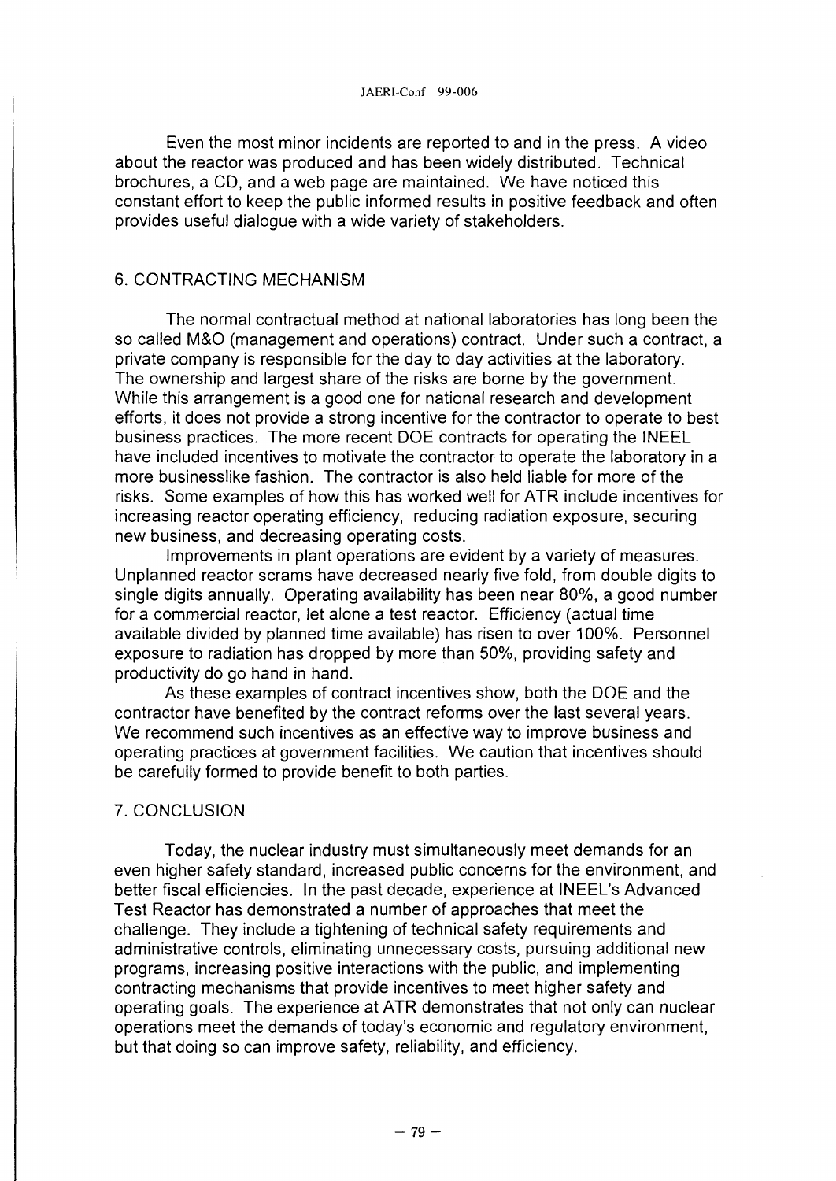Even the most minor incidents are reported to and in the press. A video about the reactor was produced and has been widely distributed. Technical brochures, a CD, and a web page are maintained. We have noticed this constant effort to keep the public informed results in positive feedback and often provides useful dialogue with a wide variety of stakeholders.

## 6. CONTRACTING MECHANISM

The normal contractual method at national laboratories has long been the so called M&O (management and operations) contract. Under such a contract, a private company is responsible for the day to day activities at the laboratory. The ownership and largest share of the risks are borne by the government. While this arrangement is a good one for national research and development efforts, it does not provide a strong incentive for the contractor to operate to best business practices. The more recent DOE contracts for operating the INEEL have included incentives to motivate the contractor to operate the laboratory in a more businesslike fashion. The contractor is also held liable for more of the risks. Some examples of how this has worked well for ATR include incentives for increasing reactor operating efficiency, reducing radiation exposure, securing new business, and decreasing operating costs.

Improvements in plant operations are evident by a variety of measures. Unplanned reactor scrams have decreased nearly five fold, from double digits to single digits annually. Operating availability has been near 80%, a good number for a commercial reactor, let alone a test reactor. Efficiency (actual time available divided by planned time available) has risen to over 100%. Personnel exposure to radiation has dropped by more than 50%, providing safety and productivity do go hand in hand.

As these examples of contract incentives show, both the DOE and the contractor have benefited by the contract reforms over the last several years. We recommend such incentives as an effective way to improve business and operating practices at government facilities. We caution that incentives should be carefully formed to provide benefit to both parties.

## 7. CONCLUSION

Today, the nuclear industry must simultaneously meet demands for an even higher safety standard, increased public concerns for the environment, and better fiscal efficiencies. In the past decade, experience at INEEL's Advanced Test Reactor has demonstrated a number of approaches that meet the challenge. They include a tightening of technical safety requirements and administrative controls, eliminating unnecessary costs, pursuing additional new programs, increasing positive interactions with the public, and implementing contracting mechanisms that provide incentives to meet higher safety and operating goals. The experience at ATR demonstrates that not only can nuclear operations meet the demands of today's economic and regulatory environment, but that doing so can improve safety, reliability, and efficiency.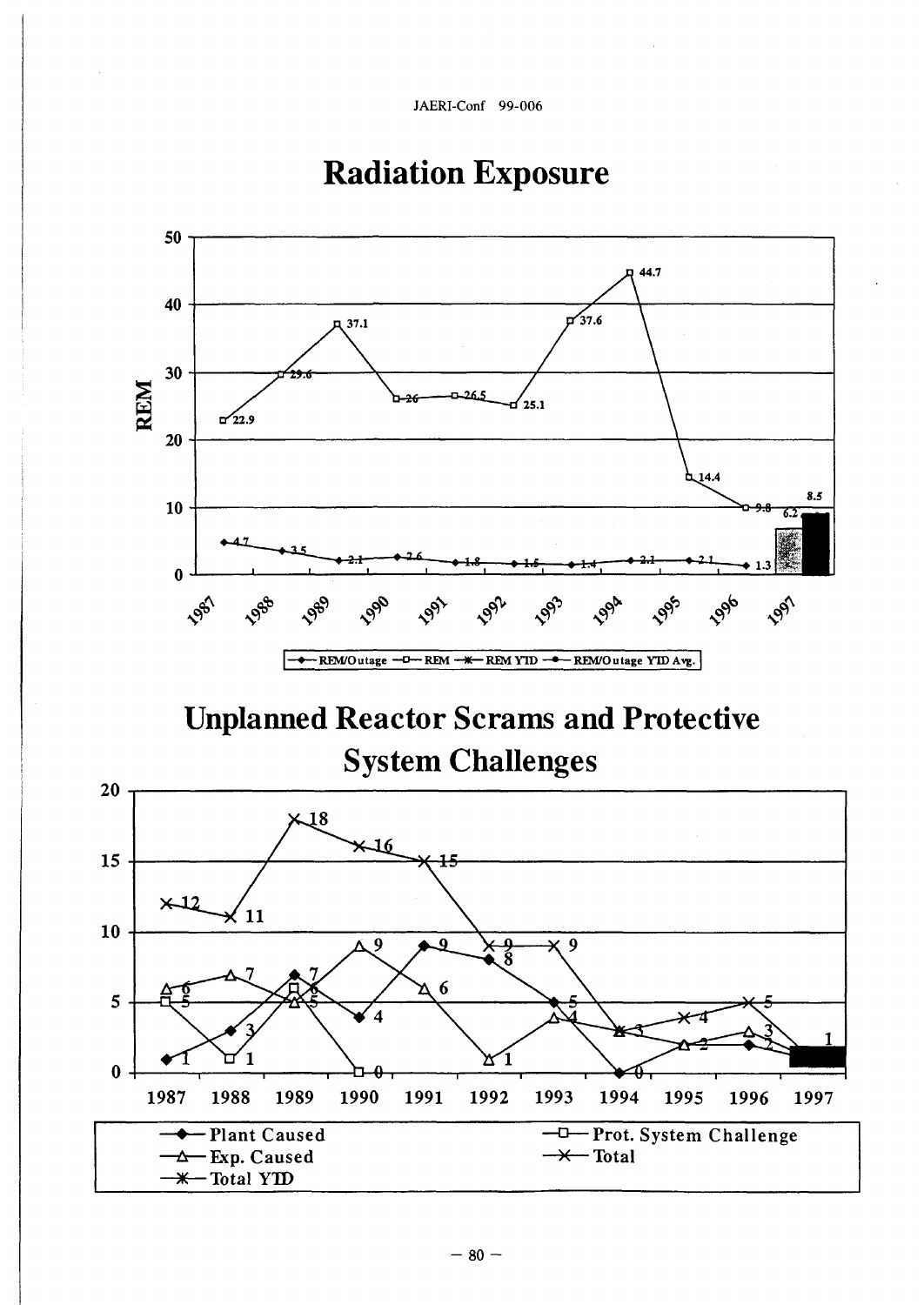# Radiation Exposure

REM

50
40
30
20
10
0

44.7
37.1
37.6
29.6
26
26.5
25.1
22.9
14.4
9.8
8.5
6.2
4.7
3.5
2.1
2.6
1.8
1.5
1.4
2.1
2.1
1.3

1987 1988 1989 1990 1991 1992 1993 1994 1995 1996 1997

REM/Outage — REM — REM YTD — REM/Outage YTD Avg.

# Unplanned Reactor Scrams and Protective System Challenges

20
15
10
5
0

18
16
15
12
11
9
9
9
9
8
7
7
6
6
6
5
5
5
5
4
4
4
3
3
3
2
2
1
1
1
0
0

1987 1988 1989 1990 1991 1992 1993 1994 1995 1996 1997

Plant Caused
Prot. System Challenge
Exp. Caused
Total
Total YTD